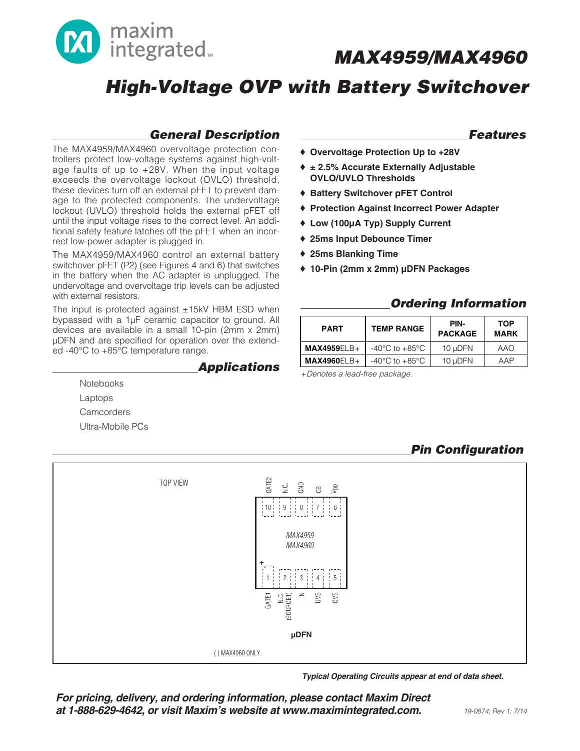# MAX4959/MAX4960

## High-Voltage OVP with Battery Switchover

### General Description

The MAX4959/MAX4960 overvoltage protection controllers protect low-voltage systems against high-voltage faults of up to +28V. When the input voltage exceeds the overvoltage lockout (OVLO) threshold, these devices turn off an external pFET to prevent damage to the protected components. The undervoltage lockout (UVLO) threshold holds the external pFET off until the input voltage rises to the correct level. An additional safety feature latches off the pFET when an incorrect low-power adapter is plugged in.

The MAX4959/MAX4960 control an external battery switchover pFET (P2) (see Figures 4 and 6) that switches in the battery when the AC adapter is unplugged. The undervoltage and overvoltage trip levels can be adjusted with external resistors.

The input is protected against ±15kV HBM ESD when bypassed with a 1µF ceramic capacitor to ground. All devices are available in a small 10-pin (2mm x 2mm) µDFN and are specified for operation over the extended -40°C to +85°C temperature range.

### Applications

- Notebooks
- Laptops
- Camcorders
- Ultra-Mobile PCs

### Features

- ♦ **Overvoltage Protection Up to +28V**
- ♦ **± 2.5% Accurate Externally Adjustable OVLO/UVLO Thresholds**
- ♦ **Battery Switchover pFET Control**
- ♦ **Protection Against Incorrect Power Adapter**
- ♦ **Low (100µA Typ) Supply Current**
- ♦ **25ms Input Debounce Timer**
- ♦ **25ms Blanking Time**
- ♦ **10-Pin (2mm x 2mm) µDFN Packages**

### Ordering Information

| PART | TEMP RANGE | PIN-PACKAGE | TOP MARK |
|---|---|---|---|
| **MAX4959**ELB+ | -40°C to +85°C | 10 µDFN | AAO |
| **MAX4960**ELB+ | -40°C to +85°C | 10 µDFN | AAP |

*+Denotes a lead-free package.*

### Pin Configuration

TOP VIEW

MAX4959
MAX4960

| Pin | Name |
|---|---|
| 1 | GATE1 |
| 2 | N.C. (SOURCE1) |
| 3 | IN |
| 4 | UVS |
| 5 | OVS |
| 6 | $V_{DD}$ |
| 7 | CB |
| 8 | GND |
| 9 | N.C. |
| 10 | GATE2 |

**µDFN**

( ) MAX4960 ONLY.

***Typical Operating Circuits appear at end of data sheet.***

***For pricing, delivery, and ordering information, please contact Maxim Direct at 1-888-629-4642, or visit Maxim's website at www.maximintegrated.com.***

19-0874; Rev 1; 7/14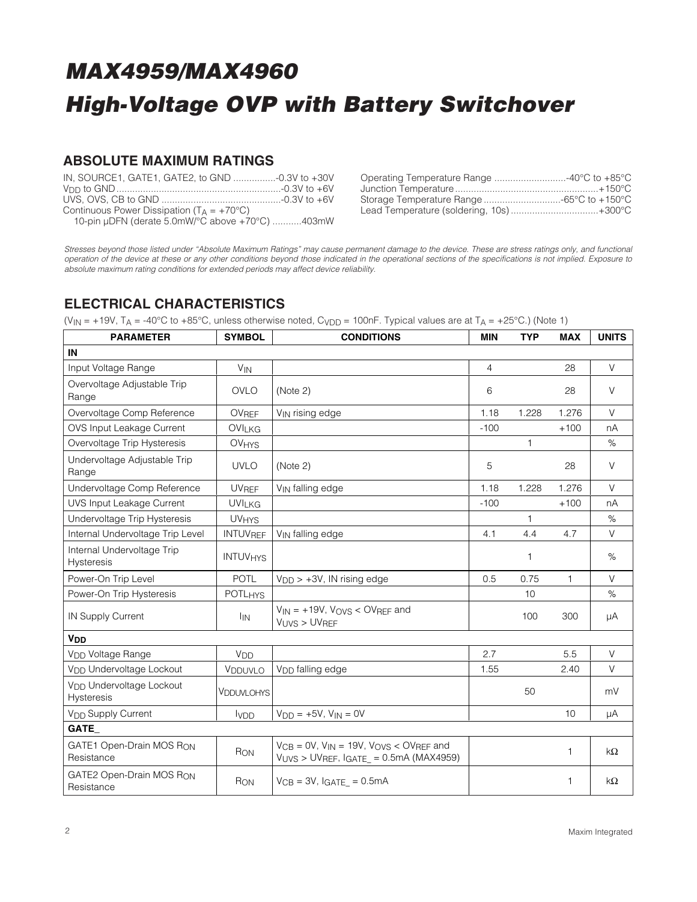# MAX4959/MAX4960

# High-Voltage OVP with Battery Switchover

## ABSOLUTE MAXIMUM RATINGS

IN, SOURCE1, GATE1, GATE2, to GND ................-0.3V to +30V
$V_{DD}$ to GND.............................................................-0.3V to +6V
UVS, OVS, CB to GND ............................................-0.3V to +6V
Continuous Power Dissipation ($T_A$ = +70°C)
10-pin µDFN (derate 5.0mW/°C above +70°C) ...........403mW

Operating Temperature Range ...........................-40°C to +85°C
Junction Temperature......................................................+150°C
Storage Temperature Range .............................-65°C to +150°C
Lead Temperature (soldering, 10s) .................................+300°C

*Stresses beyond those listed under "Absolute Maximum Ratings" may cause permanent damage to the device. These are stress ratings only, and functional operation of the device at these or any other conditions beyond those indicated in the operational sections of the specifications is not implied. Exposure to absolute maximum rating conditions for extended periods may affect device reliability.*

## ELECTRICAL CHARACTERISTICS

($V_{IN}$ = +19V, $T_A$ = -40°C to +85°C, unless otherwise noted, $C_{VDD}$ = 100nF. Typical values are at $T_A$ = +25°C.) (Note 1)

| PARAMETER | SYMBOL | CONDITIONS | MIN | TYP | MAX | UNITS |
|---|---|---|---|---|---|---|
| **IN** | | | | | | |
| Input Voltage Range | $V_{IN}$ | | 4 | | 28 | V |
| Overvoltage Adjustable Trip Range | OVLO | (Note 2) | 6 | | 28 | V |
| Overvoltage Comp Reference | $OV_{REF}$ | $V_{IN}$ rising edge | 1.18 | 1.228 | 1.276 | V |
| OVS Input Leakage Current | $OVI_{LKG}$ | | -100 | | +100 | nA |
| Overvoltage Trip Hysteresis | $OV_{HYS}$ | | | 1 | | % |
| Undervoltage Adjustable Trip Range | UVLO | (Note 2) | 5 | | 28 | V |
| Undervoltage Comp Reference | $UV_{REF}$ | $V_{IN}$ falling edge | 1.18 | 1.228 | 1.276 | V |
| UVS Input Leakage Current | $UVI_{LKG}$ | | -100 | | +100 | nA |
| Undervoltage Trip Hysteresis | $UV_{HYS}$ | | | 1 | | % |
| Internal Undervoltage Trip Level | $INTUV_{REF}$ | $V_{IN}$ falling edge | 4.1 | 4.4 | 4.7 | V |
| Internal Undervoltage Trip Hysteresis | $INTUV_{HYS}$ | | | 1 | | % |
| Power-On Trip Level | POTL | $V_{DD}$ > +3V, IN rising edge | 0.5 | 0.75 | 1 | V |
| Power-On Trip Hysteresis | $POTL_{HYS}$ | | | 10 | | % |
| IN Supply Current | $I_{IN}$ | $V_{IN}$ = +19V, $V_{OVS}$ < $OV_{REF}$ and $V_{UVS}$ > $UV_{REF}$ | | 100 | 300 | µA |
| **$V_{DD}$** | | | | | | |
| $V_{DD}$ Voltage Range | $V_{DD}$ | | 2.7 | | 5.5 | V |
| $V_{DD}$ Undervoltage Lockout | $V_{DDUVLO}$ | $V_{DD}$ falling edge | 1.55 | | 2.40 | V |
| $V_{DD}$ Undervoltage Lockout Hysteresis | $V_{DDUVLOHYS}$ | | | 50 | | mV |
| $V_{DD}$ Supply Current | $I_{VDD}$ | $V_{DD}$ = +5V, $V_{IN}$ = 0V | | | 10 | µA |
| **GATE_** | | | | | | |
| GATE1 Open-Drain MOS $R_{ON}$ Resistance | $R_{ON}$ | $V_{CB}$ = 0V, $V_{IN}$ = 19V, $V_{OVS}$ < $OV_{REF}$ and $V_{UVS}$ > $UV_{REF}$, $I_{GATE\_}$ = 0.5mA (MAX4959) | | | 1 | kΩ |
| GATE2 Open-Drain MOS $R_{ON}$ Resistance | $R_{ON}$ | $V_{CB}$ = 3V, $I_{GATE\_}$ = 0.5mA | | | 1 | kΩ |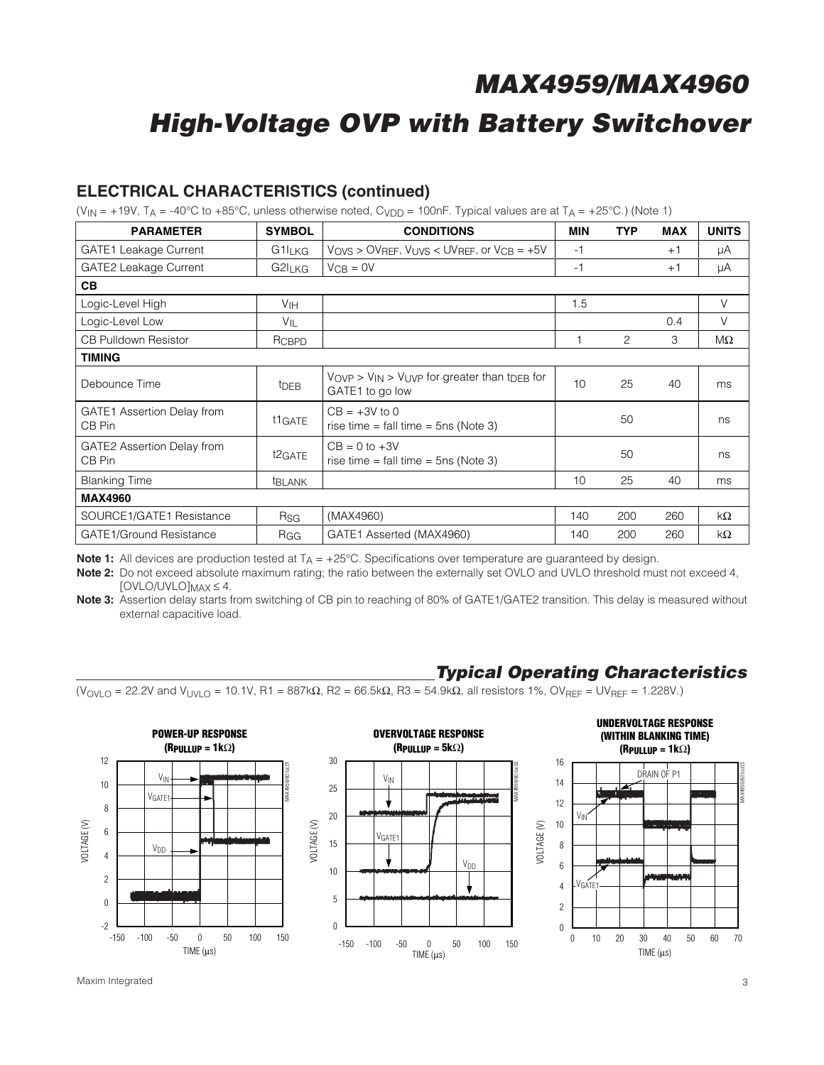## ELECTRICAL CHARACTERISTICS (continued)

($V_{IN}$ = +19V, $T_A$ = -40°C to +85°C, unless otherwise noted, $C_{VDD}$ = 100nF. Typical values are at $T_A$ = +25°C.) (Note 1)

| PARAMETER | SYMBOL | CONDITIONS | MIN | TYP | MAX | UNITS |
|---|---|---|---|---|---|---|
| GATE1 Leakage Current | $G1I_{LKG}$ | $V_{OVS} > OV_{REF}$, $V_{UVS} < UV_{REF}$, or $V_{CB}$ = +5V | -1 | | +1 | µA |
| GATE2 Leakage Current | $G2I_{LKG}$ | $V_{CB}$ = 0V | -1 | | +1 | µA |
| **CB** | | | | | | |
| Logic-Level High | $V_{IH}$ | | 1.5 | | | V |
| Logic-Level Low | $V_{IL}$ | | | | 0.4 | V |
| CB Pulldown Resistor | $R_{CBPD}$ | | 1 | 2 | 3 | MΩ |
| **TIMING** | | | | | | |
| Debounce Time | $t_{DEB}$ | $V_{OVP} > V_{IN} > V_{UVP}$ for greater than $t_{DEB}$ for GATE1 to go low | 10 | 25 | 40 | ms |
| GATE1 Assertion Delay from CB Pin | $t1_{GATE}$ | CB = +3V to 0<br>rise time = fall time = 5ns (Note 3) | | 50 | | ns |
| GATE2 Assertion Delay from CB Pin | $t2_{GATE}$ | CB = 0 to +3V<br>rise time = fall time = 5ns (Note 3) | | 50 | | ns |
| Blanking Time | $t_{BLANK}$ | | 10 | 25 | 40 | ms |
| **MAX4960** | | | | | | |
| SOURCE1/GATE1 Resistance | $R_{SG}$ | (MAX4960) | 140 | 200 | 260 | kΩ |
| GATE1/Ground Resistance | $R_{GG}$ | GATE1 Asserted (MAX4960) | 140 | 200 | 260 | kΩ |

**Note 1:** All devices are production tested at $T_A$ = +25°C. Specifications over temperature are guaranteed by design.

**Note 2:** Do not exceed absolute maximum rating; the ratio between the externally set OVLO and UVLO threshold must not exceed 4, $[OVLO/UVLO]_{MAX} \leq 4$.

**Note 3:** Assertion delay starts from switching of CB pin to reaching of 80% of GATE1/GATE2 transition. This delay is measured without external capacitive load.

## Typical Operating Characteristics

($V_{OVLO}$ = 22.2V and $V_{UVLO}$ = 10.1V, R1 = 887kΩ, R2 = 66.5kΩ, R3 = 54.9kΩ, all resistors 1%, $OV_{REF} = UV_{REF}$ = 1.228V.)

**POWER-UP RESPONSE ($R_{PULLUP}$ = 1kΩ)**

**OVERVOLTAGE RESPONSE ($R_{PULLUP}$ = 5kΩ)**

**UNDERVOLTAGE RESPONSE (WITHIN BLANKING TIME) ($R_{PULLUP}$ = 1kΩ)**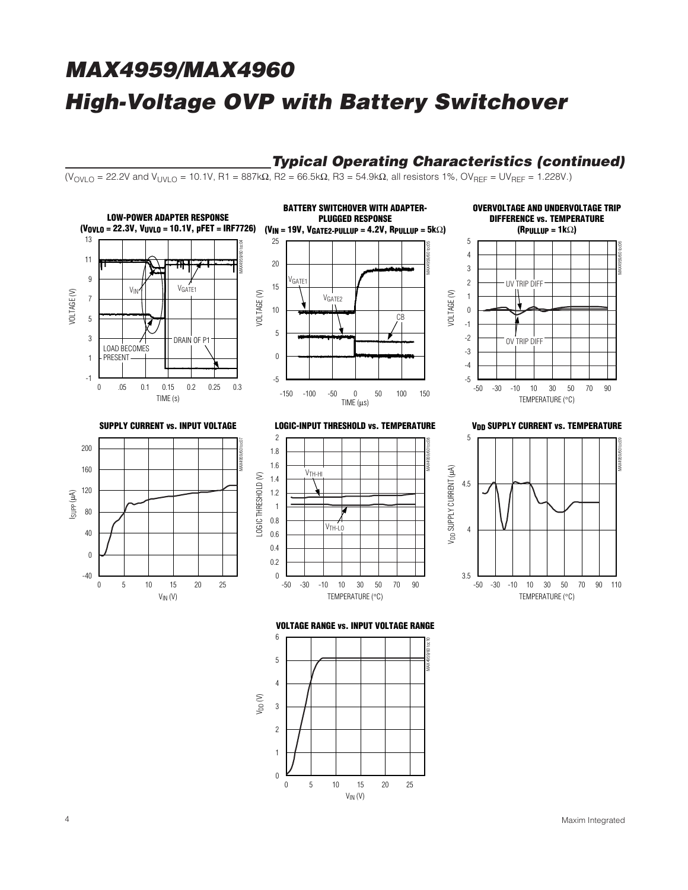## Typical Operating Characteristics (continued)

($V_{OVLO}$ = 22.2V and $V_{UVLO}$ = 10.1V, R1 = 887kΩ, R2 = 66.5kΩ, R3 = 54.9kΩ, all resistors 1%, $OV_{REF}$ = $UV_{REF}$ = 1.228V.)

**LOW-POWER ADAPTER RESPONSE ($V_{OVLO}$ = 22.3V, $V_{UVLO}$ = 10.1V, pFET = IRF7726)**

**BATTERY SWITCHOVER WITH ADAPTER-PLUGGED RESPONSE ($V_{IN}$ = 19V, $V_{GATE2-PULLUP}$ = 4.2V, $R_{PULLUP}$ = 5kΩ)**

**OVERVOLTAGE AND UNDERVOLTAGE TRIP DIFFERENCE vs. TEMPERATURE ($R_{PULLUP}$ = 1kΩ)**

**SUPPLY CURRENT vs. INPUT VOLTAGE**

**LOGIC-INPUT THRESHOLD vs. TEMPERATURE**

**$V_{DD}$ SUPPLY CURRENT vs. TEMPERATURE**

**VOLTAGE RANGE vs. INPUT VOLTAGE RANGE**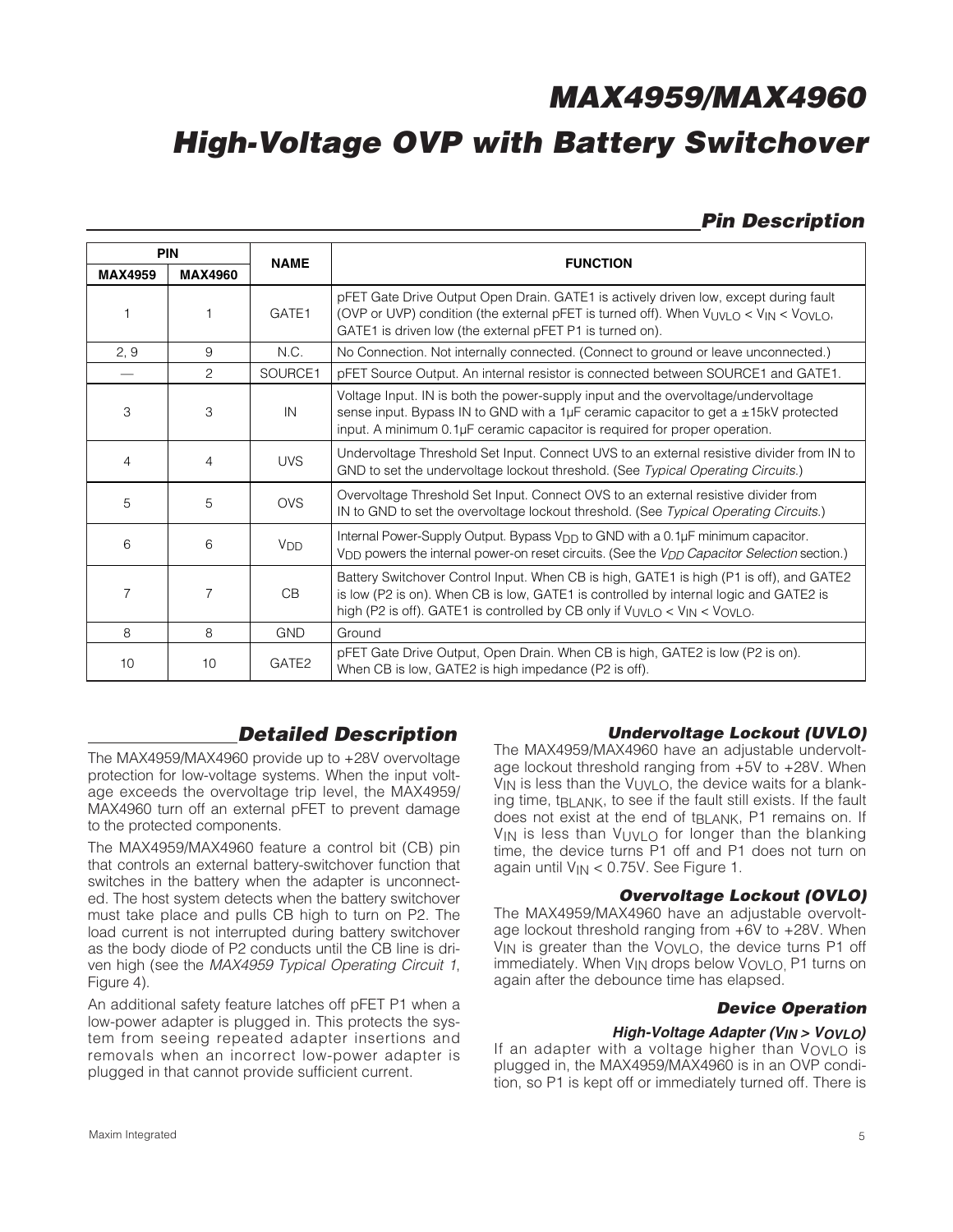## Pin Description

| PIN | | NAME | FUNCTION |
|---|---|---|---|
| MAX4959 | MAX4960 | | |
| 1 | 1 | GATE1 | pFET Gate Drive Output Open Drain. GATE1 is actively driven low, except during fault (OVP or UVP) condition (the external pFET is turned off). When $V_{UVLO} < V_{IN} < V_{OVLO}$, GATE1 is driven low (the external pFET P1 is turned on). |
| 2, 9 | 9 | N.C. | No Connection. Not internally connected. (Connect to ground or leave unconnected.) |
| — | 2 | SOURCE1 | pFET Source Output. An internal resistor is connected between SOURCE1 and GATE1. |
| 3 | 3 | IN | Voltage Input. IN is both the power-supply input and the overvoltage/undervoltage sense input. Bypass IN to GND with a 1µF ceramic capacitor to get a ±15kV protected input. A minimum 0.1µF ceramic capacitor is required for proper operation. |
| 4 | 4 | UVS | Undervoltage Threshold Set Input. Connect UVS to an external resistive divider from IN to GND to set the undervoltage lockout threshold. (See *Typical Operating Circuits*.) |
| 5 | 5 | OVS | Overvoltage Threshold Set Input. Connect OVS to an external resistive divider from IN to GND to set the overvoltage lockout threshold. (See *Typical Operating Circuits*.) |
| 6 | 6 | $V_{DD}$ | Internal Power-Supply Output. Bypass $V_{DD}$ to GND with a 0.1µF minimum capacitor. $V_{DD}$ powers the internal power-on reset circuits. (See the *$V_{DD}$ Capacitor Selection* section.) |
| 7 | 7 | CB | Battery Switchover Control Input. When CB is high, GATE1 is high (P1 is off), and GATE2 is low (P2 is on). When CB is low, GATE1 is controlled by internal logic and GATE2 is high (P2 is off). GATE1 is controlled by CB only if $V_{UVLO} < V_{IN} < V_{OVLO}$. |
| 8 | 8 | GND | Ground |
| 10 | 10 | GATE2 | pFET Gate Drive Output, Open Drain. When CB is high, GATE2 is low (P2 is on). When CB is low, GATE2 is high impedance (P2 is off). |

## Detailed Description

The MAX4959/MAX4960 provide up to +28V overvoltage protection for low-voltage systems. When the input voltage exceeds the overvoltage trip level, the MAX4959/MAX4960 turn off an external pFET to prevent damage to the protected components.

The MAX4959/MAX4960 feature a control bit (CB) pin that controls an external battery-switchover function that switches in the battery when the adapter is unconnected. The host system detects when the battery switchover must take place and pulls CB high to turn on P2. The load current is not interrupted during battery switchover as the body diode of P2 conducts until the CB line is driven high (see the *MAX4959 Typical Operating Circuit 1*, Figure 4).

An additional safety feature latches off pFET P1 when a low-power adapter is plugged in. This protects the system from seeing repeated adapter insertions and removals when an incorrect low-power adapter is plugged in that cannot provide sufficient current.

### Undervoltage Lockout (UVLO)

The MAX4959/MAX4960 have an adjustable undervoltage lockout threshold ranging from +5V to +28V. When $V_{IN}$ is less than the $V_{UVLO}$, the device waits for a blanking time, $t_{BLANK}$, to see if the fault still exists. If the fault does not exist at the end of $t_{BLANK}$, P1 remains on. If $V_{IN}$ is less than $V_{UVLO}$ for longer than the blanking time, the device turns P1 off and P1 does not turn on again until $V_{IN}$ < 0.75V. See Figure 1.

### Overvoltage Lockout (OVLO)

The MAX4959/MAX4960 have an adjustable overvoltage lockout threshold ranging from +6V to +28V. When $V_{IN}$ is greater than the $V_{OVLO}$, the device turns P1 off immediately. When $V_{IN}$ drops below $V_{OVLO}$, P1 turns on again after the debounce time has elapsed.

### Device Operation

#### High-Voltage Adapter ($V_{IN} > V_{OVLO}$)

If an adapter with a voltage higher than $V_{OVLO}$ is plugged in, the MAX4959/MAX4960 is in an OVP condition, so P1 is kept off or immediately turned off. There is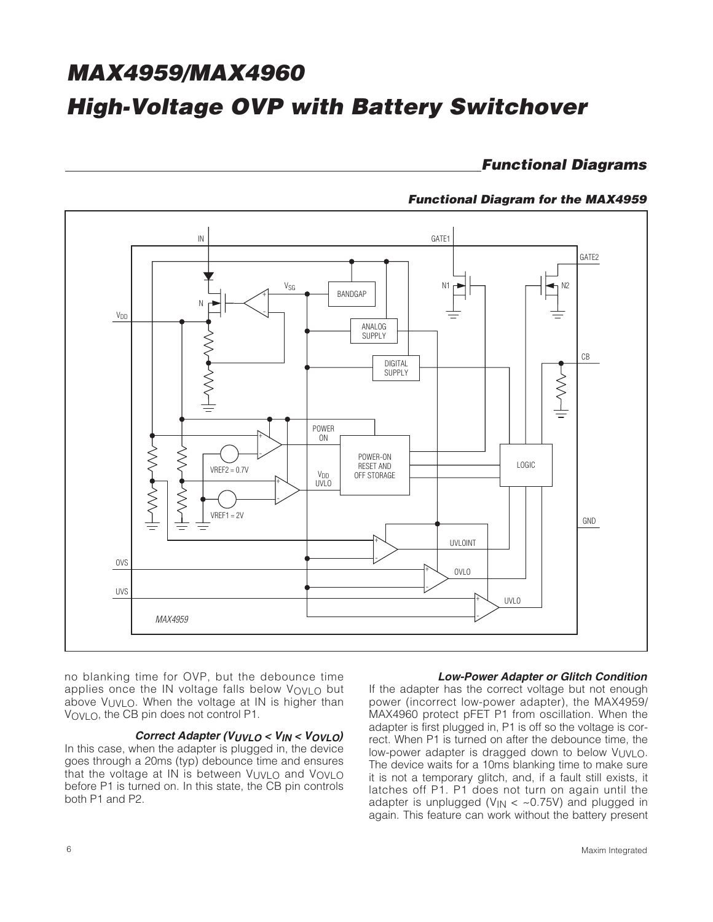## Functional Diagrams

### Functional Diagram for the MAX4959

no blanking time for OVP, but the debounce time applies once the IN voltage falls below $V_{OVLO}$ but above $V_{UVLO}$. When the voltage at IN is higher than $V_{OVLO}$, the CB pin does not control P1.

#### Correct Adapter ($V_{UVLO} < V_{IN} < V_{OVLO}$)

In this case, when the adapter is plugged in, the device goes through a 20ms (typ) debounce time and ensures that the voltage at IN is between $V_{UVLO}$ and $V_{OVLO}$ before P1 is turned on. In this state, the CB pin controls both P1 and P2.

#### Low-Power Adapter or Glitch Condition

If the adapter has the correct voltage but not enough power (incorrect low-power adapter), the MAX4959/MAX4960 protect pFET P1 from oscillation. When the adapter is first plugged in, P1 is off so the voltage is correct. When P1 is turned on after the debounce time, the low-power adapter is dragged down to below $V_{UVLO}$. The device waits for a 10ms blanking time to make sure it is not a temporary glitch, and, if a fault still exists, it latches off P1. P1 does not turn on again until the adapter is unplugged ($V_{IN}$ < ~0.75V) and plugged in again. This feature can work without the battery present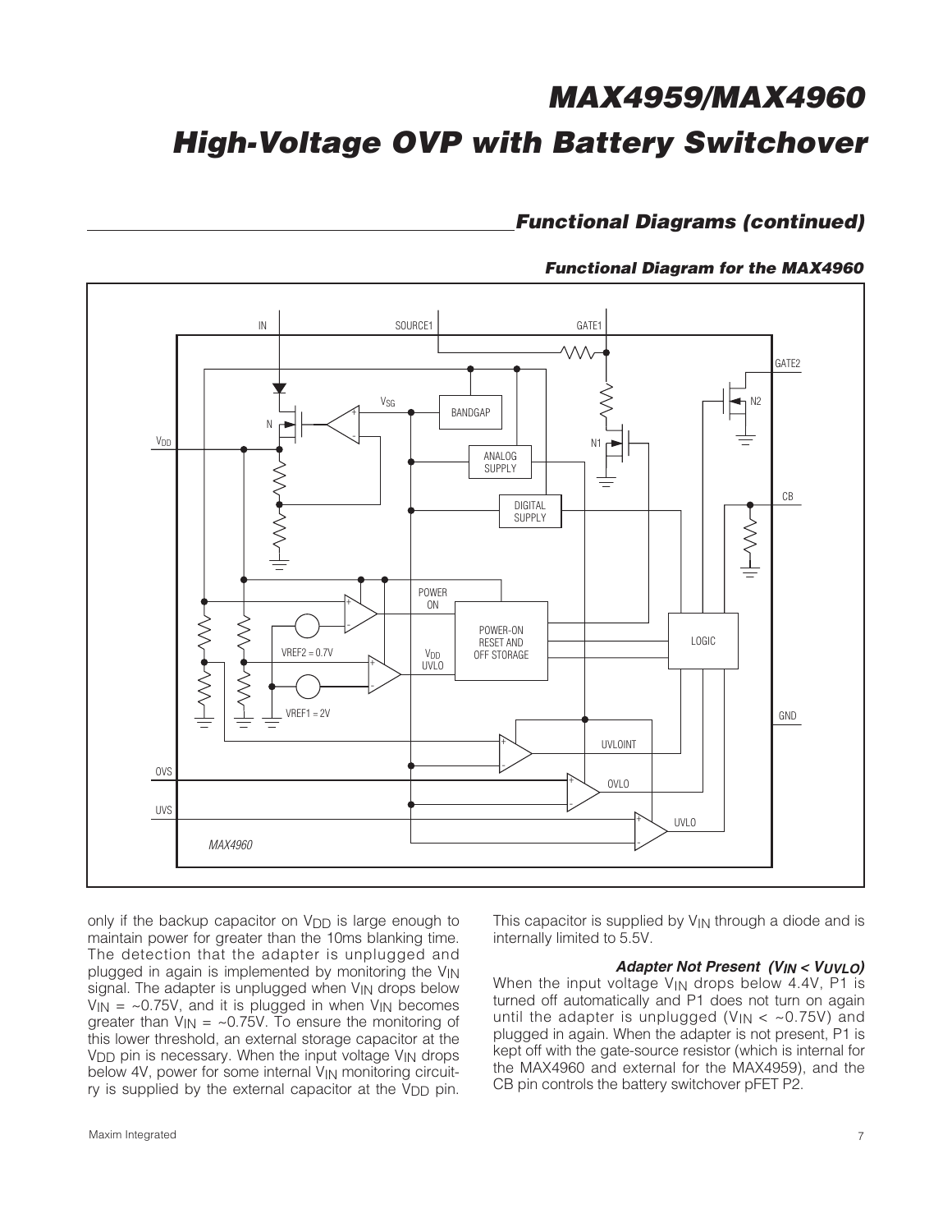## Functional Diagrams (continued)

### Functional Diagram for the MAX4960

only if the backup capacitor on $V_{DD}$ is large enough to maintain power for greater than the 10ms blanking time. The detection that the adapter is unplugged and plugged in again is implemented by monitoring the $V_{IN}$ signal. The adapter is unplugged when $V_{IN}$ drops below $V_{IN}$ = ~0.75V, and it is plugged in when $V_{IN}$ becomes greater than $V_{IN}$ = ~0.75V. To ensure the monitoring of this lower threshold, an external storage capacitor at the $V_{DD}$ pin is necessary. When the input voltage $V_{IN}$ drops below 4V, power for some internal $V_{IN}$ monitoring circuitry is supplied by the external capacitor at the $V_{DD}$ pin. This capacitor is supplied by $V_{IN}$ through a diode and is internally limited to 5.5V.

#### *Adapter Not Present ($V_{IN}$ < $V_{UVLO}$)*

When the input voltage $V_{IN}$ drops below 4.4V, P1 is turned off automatically and P1 does not turn on again until the adapter is unplugged ($V_{IN}$ < ~0.75V) and plugged in again. When the adapter is not present, P1 is kept off with the gate-source resistor (which is internal for the MAX4960 and external for the MAX4959), and the CB pin controls the battery switchover pFET P2.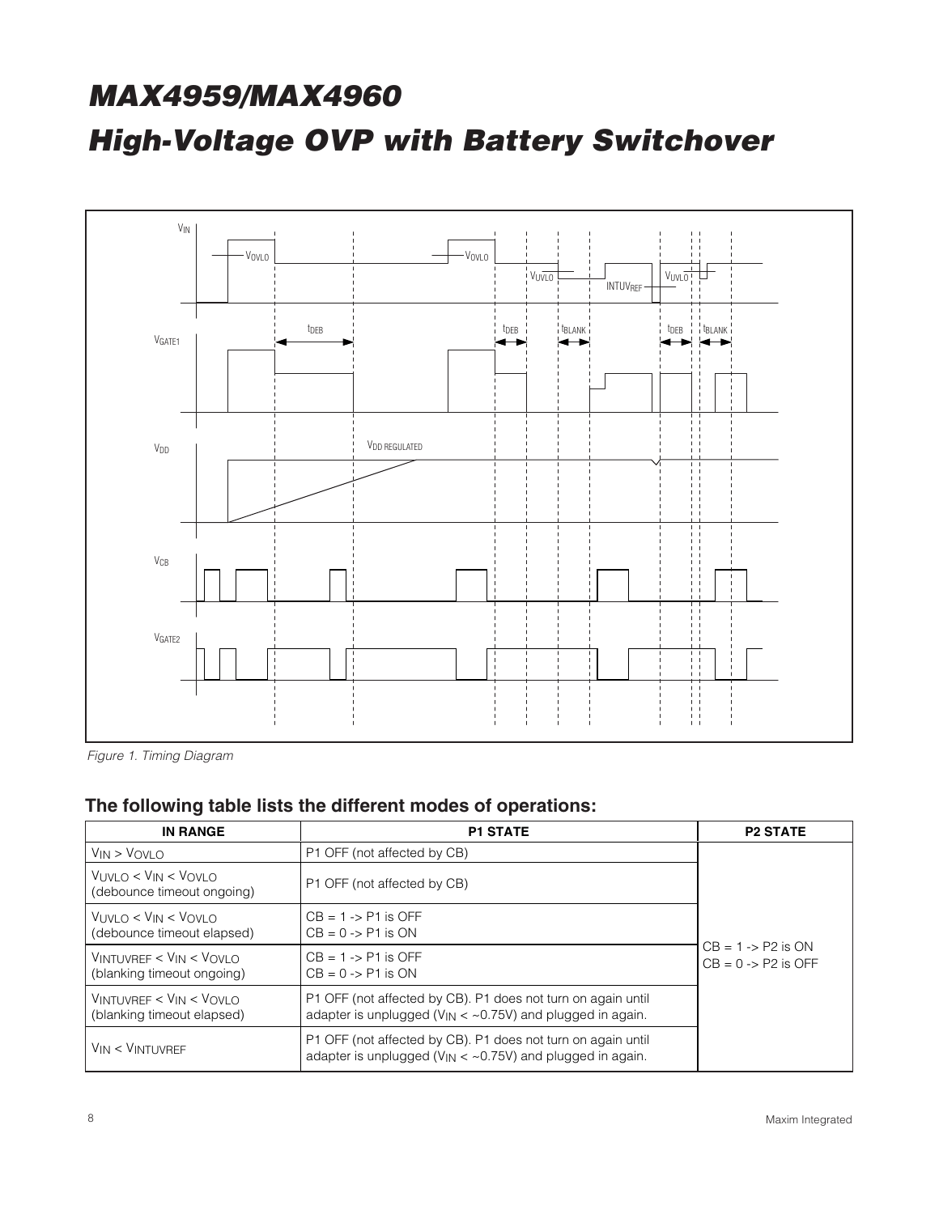Figure 1. Timing Diagram

## The following table lists the different modes of operations:

| IN RANGE | P1 STATE | P2 STATE |
|---|---|---|
| $V_{IN} > V_{OVLO}$ | P1 OFF (not affected by CB) | CB = 1 -> P2 is ON<br>CB = 0 -> P2 is OFF |
| $V_{UVLO} < V_{IN} < V_{OVLO}$ (debounce timeout ongoing) | P1 OFF (not affected by CB) | |
| $V_{UVLO} < V_{IN} < V_{OVLO}$ (debounce timeout elapsed) | CB = 1 -> P1 is OFF<br>CB = 0 -> P1 is ON | |
| $V_{INTUVREF} < V_{IN} < V_{OVLO}$ (blanking timeout ongoing) | CB = 1 -> P1 is OFF<br>CB = 0 -> P1 is ON | |
| $V_{INTUVREF} < V_{IN} < V_{OVLO}$ (blanking timeout elapsed) | P1 OFF (not affected by CB). P1 does not turn on again until adapter is unplugged ($V_{IN}$ < ~0.75V) and plugged in again. | |
| $V_{IN} < V_{INTUVREF}$ | P1 OFF (not affected by CB). P1 does not turn on again until adapter is unplugged ($V_{IN}$ < ~0.75V) and plugged in again. | |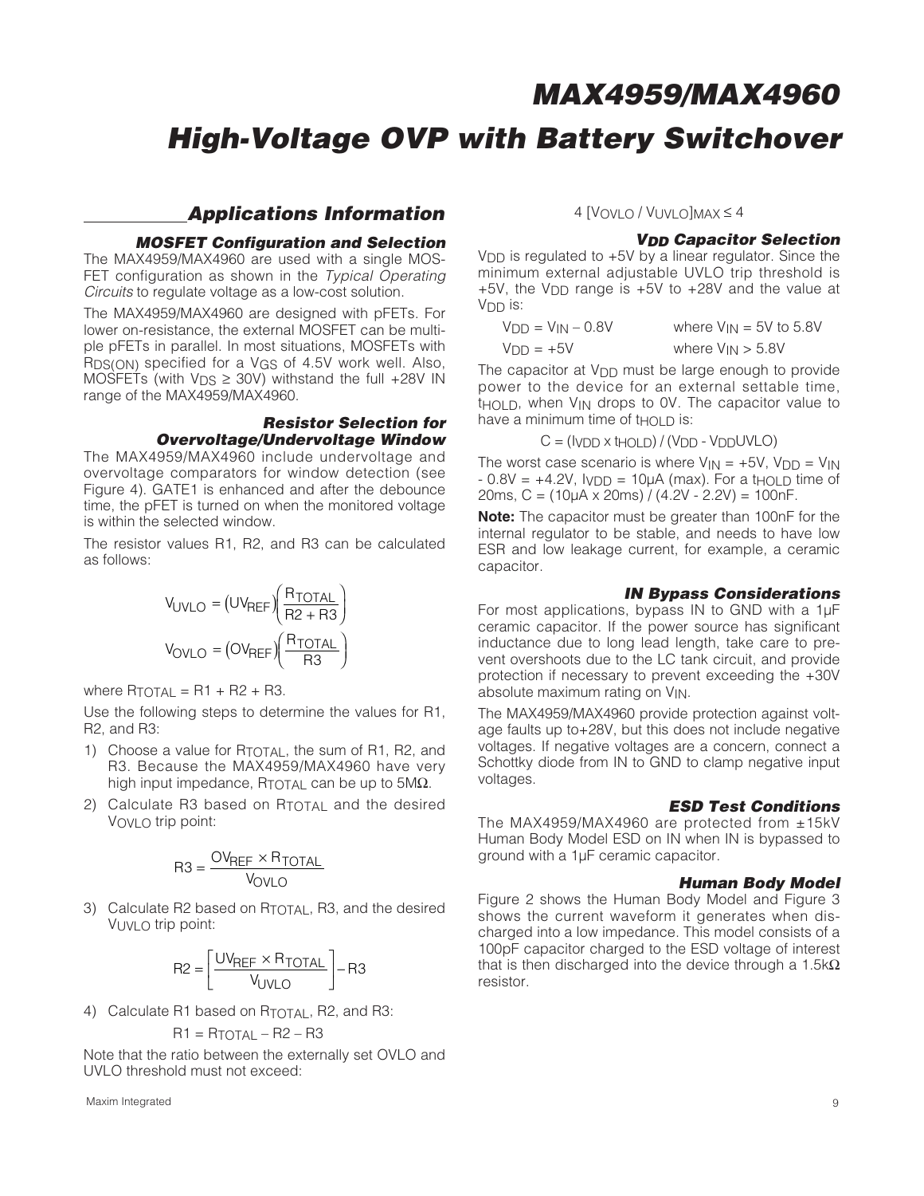## Applications Information

### MOSFET Configuration and Selection

The MAX4959/MAX4960 are used with a single MOSFET configuration as shown in the *Typical Operating Circuits* to regulate voltage as a low-cost solution.

The MAX4959/MAX4960 are designed with pFETs. For lower on-resistance, the external MOSFET can be multiple pFETs in parallel. In most situations, MOSFETs with $R_{DS(ON)}$ specified for a $V_{GS}$ of 4.5V work well. Also, MOSFETs (with $V_{DS} \geq 30V$) withstand the full +28V IN range of the MAX4959/MAX4960.

### Resistor Selection for Overvoltage/Undervoltage Window

The MAX4959/MAX4960 include undervoltage and overvoltage comparators for window detection (see Figure 4). GATE1 is enhanced and after the debounce time, the pFET is turned on when the monitored voltage is within the selected window.

The resistor values R1, R2, and R3 can be calculated as follows:

$$V_{UVLO} = (UV_{REF})\left(\frac{R_{TOTAL}}{R2 + R3}\right)$$

$$V_{OVLO} = (OV_{REF})\left(\frac{R_{TOTAL}}{R3}\right)$$

where $R_{TOTAL} = R1 + R2 + R3$.

Use the following steps to determine the values for R1, R2, and R3:

1) Choose a value for $R_{TOTAL}$, the sum of R1, R2, and R3. Because the MAX4959/MAX4960 have very high input impedance, $R_{TOTAL}$ can be up to 5MΩ.

2) Calculate R3 based on $R_{TOTAL}$ and the desired $V_{OVLO}$ trip point:

$$R3 = \frac{OV_{REF} \times R_{TOTAL}}{V_{OVLO}}$$

3) Calculate R2 based on $R_{TOTAL}$, R3, and the desired $V_{UVLO}$ trip point:

$$R2 = \left[\frac{UV_{REF} \times R_{TOTAL}}{V_{UVLO}}\right] - R3$$

4) Calculate R1 based on $R_{TOTAL}$, R2, and R3:

$$R1 = R_{TOTAL} - R2 - R3$$

Note that the ratio between the externally set OVLO and UVLO threshold must not exceed:

$$4\ [V_{OVLO} / V_{UVLO}]_{MAX} \leq 4$$

### $V_{DD}$ Capacitor Selection

$V_{DD}$ is regulated to +5V by a linear regulator. Since the minimum external adjustable UVLO trip threshold is +5V, the $V_{DD}$ range is +5V to +28V and the value at $V_{DD}$ is:

$V_{DD} = V_{IN} - 0.8V$ where $V_{IN}$ = 5V to 5.8V

$V_{DD} = +5V$ where $V_{IN} > 5.8V$

The capacitor at $V_{DD}$ must be large enough to provide power to the device for an external settable time, $t_{HOLD}$, when $V_{IN}$ drops to 0V. The capacitor value to have a minimum time of $t_{HOLD}$ is:

$$C = (I_{VDD} \times t_{HOLD}) / (V_{DD} - V_{DD}UVLO)$$

The worst case scenario is where $V_{IN}$ = +5V, $V_{DD} = V_{IN}$ - 0.8V = +4.2V, $I_{VDD}$ = 10µA (max). For a $t_{HOLD}$ time of 20ms, C = (10µA x 20ms) / (4.2V - 2.2V) = 100nF.

**Note:** The capacitor must be greater than 100nF for the internal regulator to be stable, and needs to have low ESR and low leakage current, for example, a ceramic capacitor.

### IN Bypass Considerations

For most applications, bypass IN to GND with a 1µF ceramic capacitor. If the power source has significant inductance due to long lead length, take care to prevent overshoots due to the LC tank circuit, and provide protection if necessary to prevent exceeding the +30V absolute maximum rating on $V_{IN}$.

The MAX4959/MAX4960 provide protection against voltage faults up to+28V, but this does not include negative voltages. If negative voltages are a concern, connect a Schottky diode from IN to GND to clamp negative input voltages.

### ESD Test Conditions

The MAX4959/MAX4960 are protected from ±15kV Human Body Model ESD on IN when IN is bypassed to ground with a 1µF ceramic capacitor.

### Human Body Model

Figure 2 shows the Human Body Model and Figure 3 shows the current waveform it generates when discharged into a low impedance. This model consists of a 100pF capacitor charged to the ESD voltage of interest that is then discharged into the device through a 1.5kΩ resistor.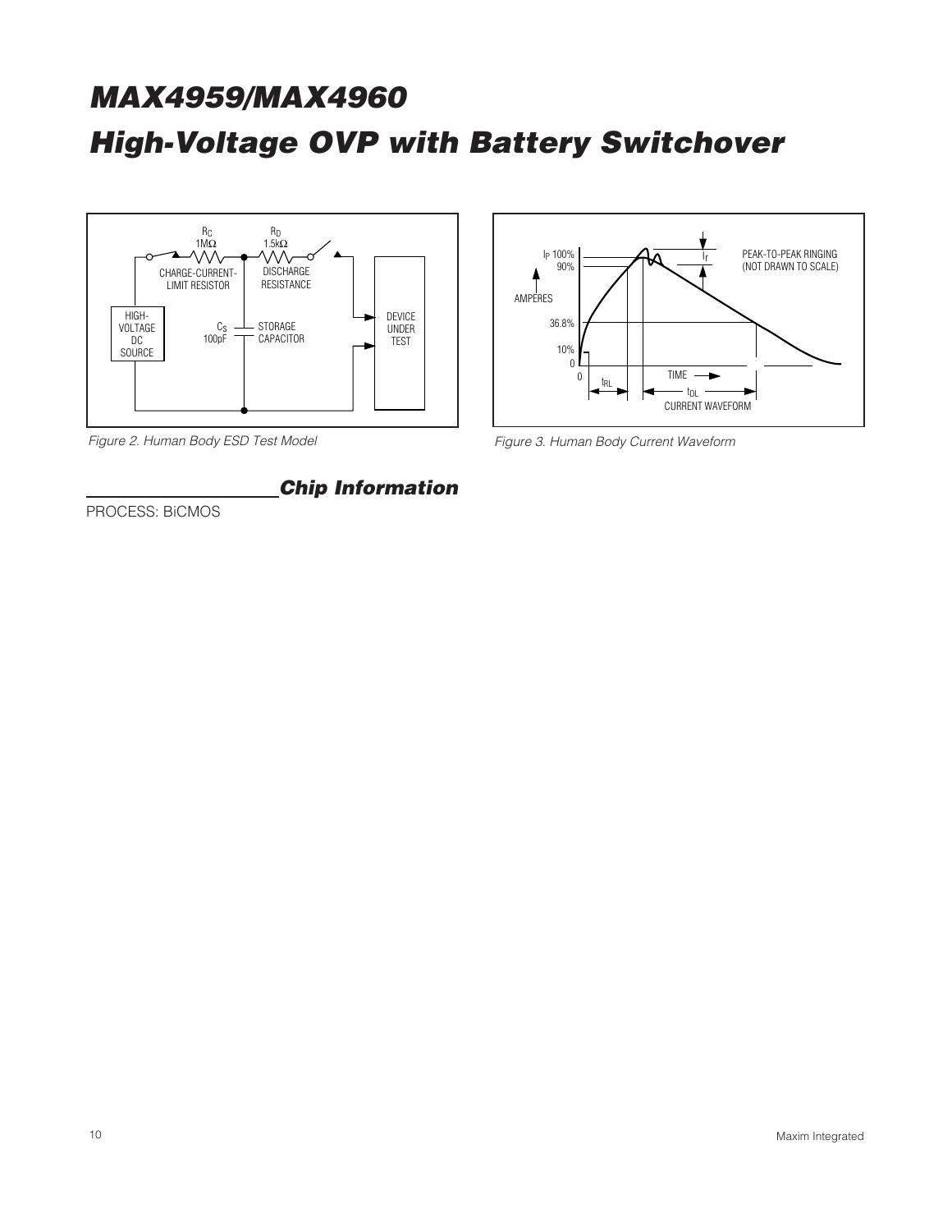Figure 2. Human Body ESD Test Model

Figure 3. Human Body Current Waveform

## Chip Information

PROCESS: BiCMOS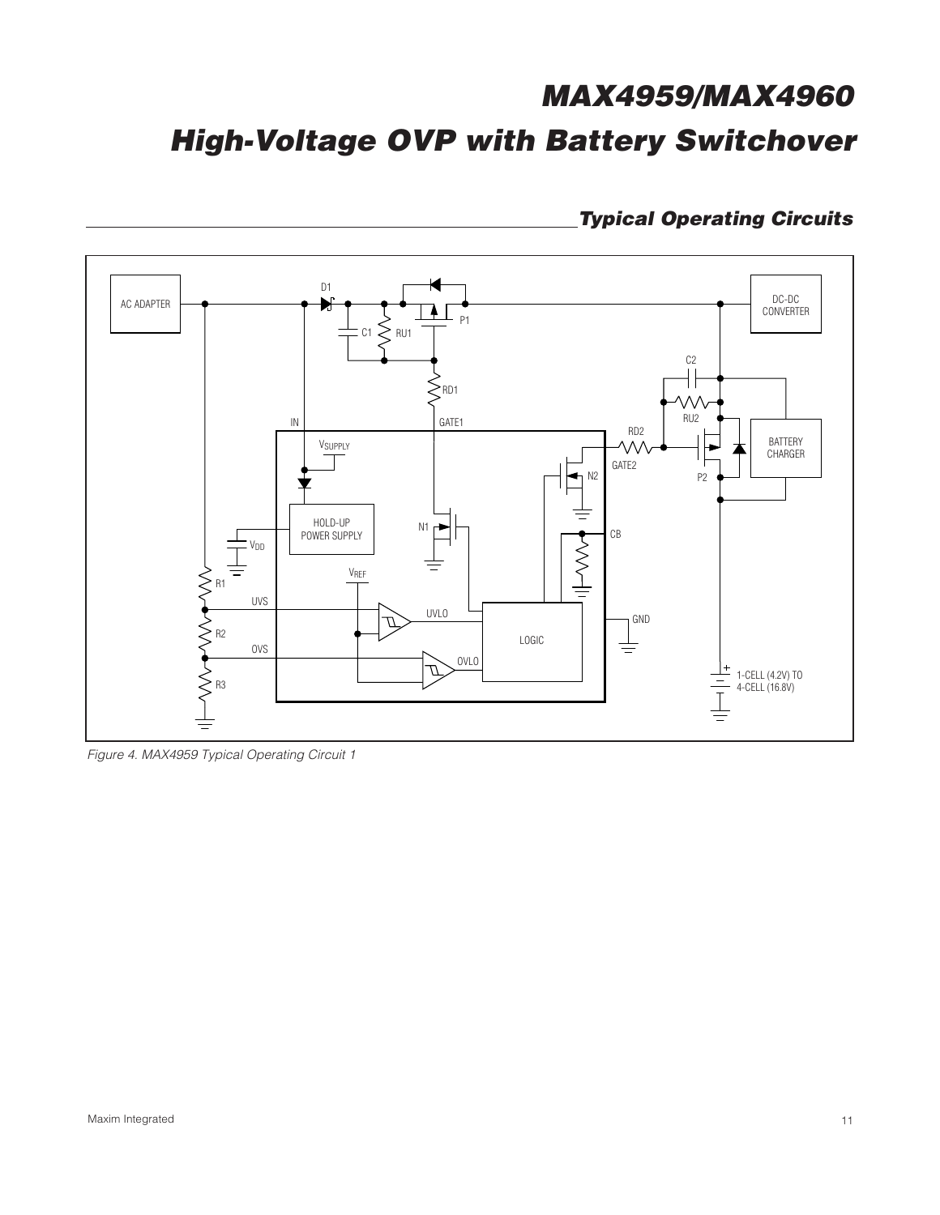## Typical Operating Circuits

Figure 4. MAX4959 Typical Operating Circuit 1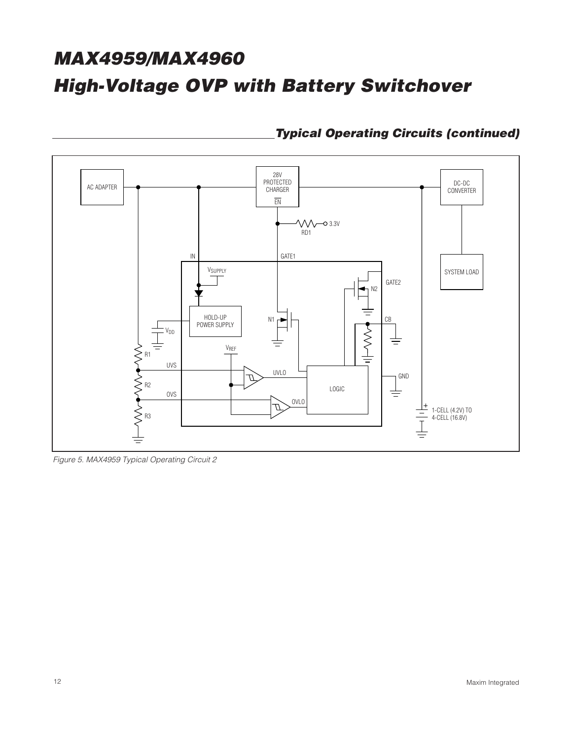## Typical Operating Circuits (continued)

AC ADAPTER

28V PROTECTED CHARGER

$\overline{EN}$

DC-DC CONVERTER

SYSTEM LOAD

RD1

3.3V

IN

GATE1

$V_{SUPPLY}$

GATE2

N2

HOLD-UP POWER SUPPLY

N1

CB

$V_{DD}$

$V_{REF}$

R1

UVS

UVLO

LOGIC

GND

R2

OVS

OVLO

R3

1-CELL (4.2V) TO 4-CELL (16.8V)

*Figure 5. MAX4959 Typical Operating Circuit 2*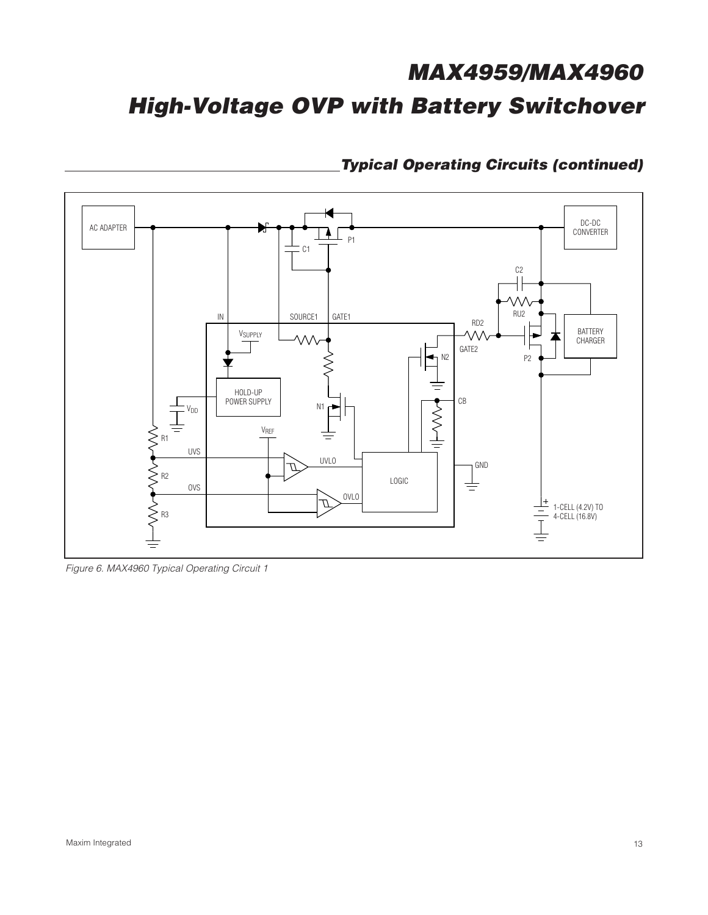## Typical Operating Circuits (continued)

Figure 6. MAX4960 Typical Operating Circuit 1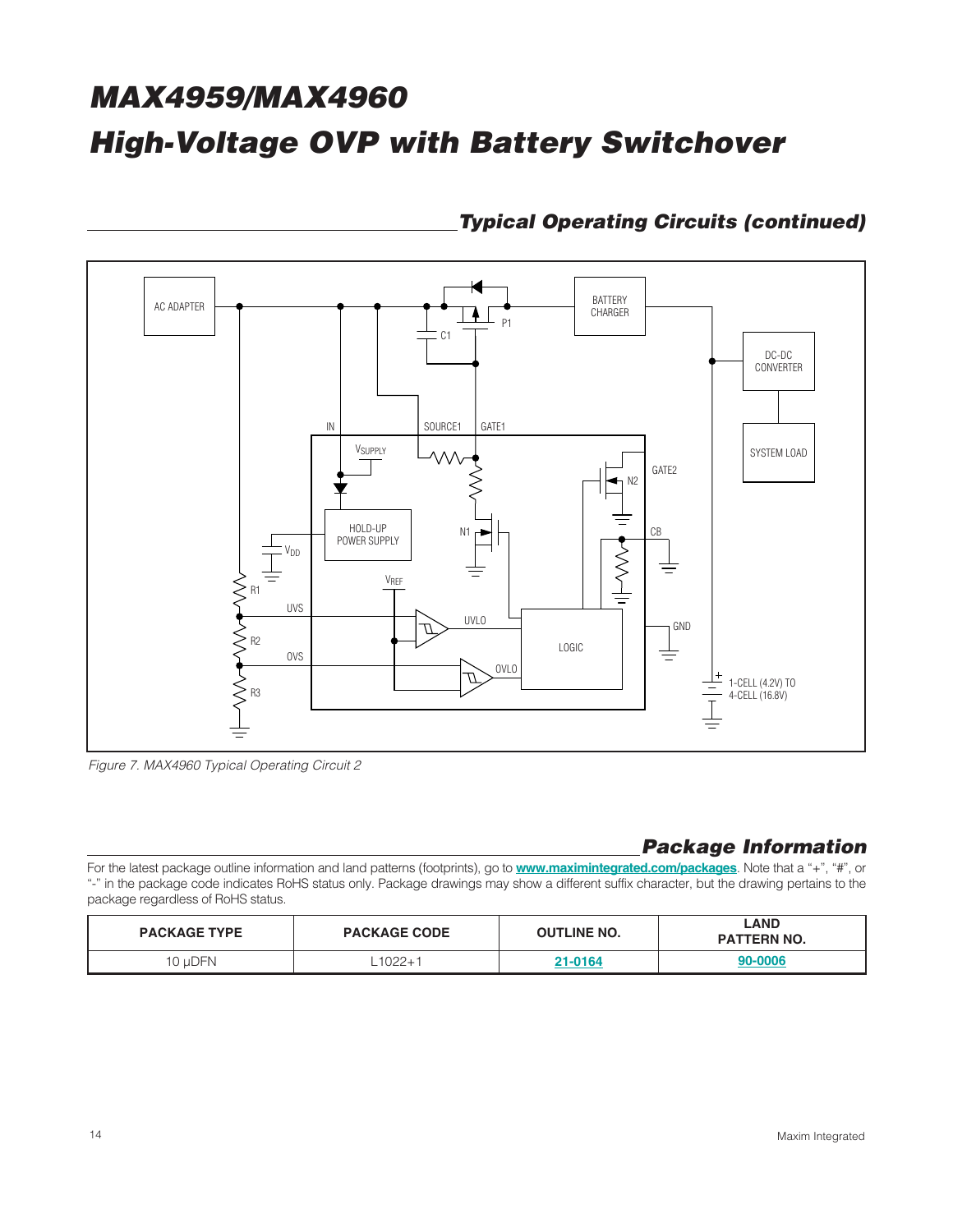## Typical Operating Circuits (continued)

Figure 7. MAX4960 Typical Operating Circuit 2

## Package Information

For the latest package outline information and land patterns (footprints), go to **www.maximintegrated.com/packages**. Note that a "+", "#", or "-" in the package code indicates RoHS status only. Package drawings may show a different suffix character, but the drawing pertains to the package regardless of RoHS status.

| PACKAGE TYPE | PACKAGE CODE | OUTLINE NO. | LAND PATTERN NO. |
|---|---|---|---|
| 10 µDFN | L1022+1 | 21-0164 | 90-0006 |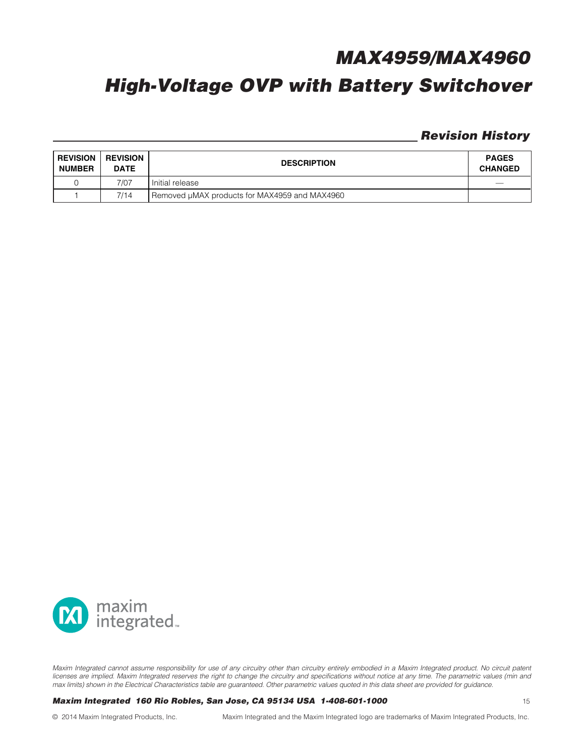## Revision History

| REVISION NUMBER | REVISION DATE | DESCRIPTION | PAGES CHANGED |
|---|---|---|---|
| 0 | 7/07 | Initial release | — |
| 1 | 7/14 | Removed µMAX products for MAX4959 and MAX4960 | |

maxim integrated

*Maxim Integrated cannot assume responsibility for use of any circuitry other than circuitry entirely embodied in a Maxim Integrated product. No circuit patent licenses are implied. Maxim Integrated reserves the right to change the circuitry and specifications without notice at any time. The parametric values (min and max limits) shown in the Electrical Characteristics table are guaranteed. Other parametric values quoted in this data sheet are provided for guidance.*

***Maxim Integrated 160 Rio Robles, San Jose, CA 95134 USA 1-408-601-1000***

© 2014 Maxim Integrated Products, Inc. Maxim Integrated and the Maxim Integrated logo are trademarks of Maxim Integrated Products, Inc.